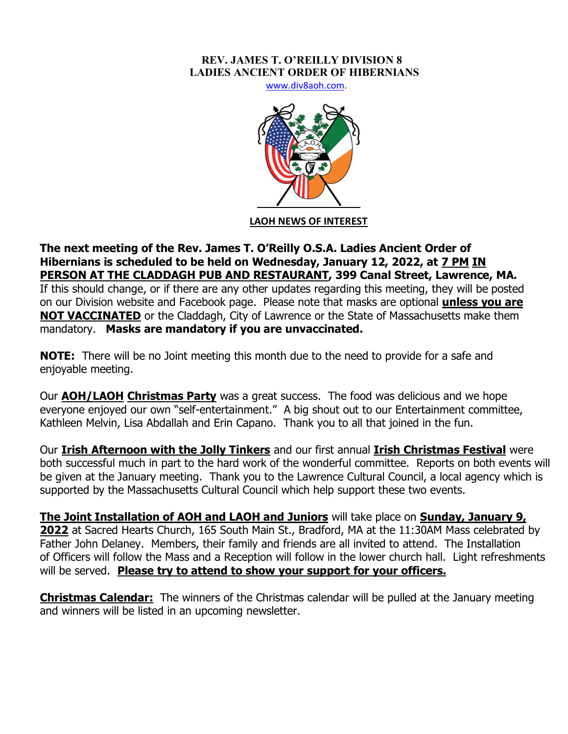**REV. JAMES T. O'REILLY DIVISION 8**
**LADIES ANCIENT ORDER OF HIBERNIANS**

www.div8aoh.com.

**LAOH NEWS OF INTEREST**

**The next meeting of the Rev. James T. O'Reilly O.S.A. Ladies Ancient Order of Hibernians is scheduled to be held on Wednesday, January 12, 2022, at 7 PM IN PERSON AT THE CLADDAGH PUB AND RESTAURANT, 399 Canal Street, Lawrence, MA.** If this should change, or if there are any other updates regarding this meeting, they will be posted on our Division website and Facebook page. Please note that masks are optional **unless you are NOT VACCINATED** or the Claddagh, City of Lawrence or the State of Massachusetts make them mandatory. **Masks are mandatory if you are unvaccinated.**

**NOTE:** There will be no Joint meeting this month due to the need to provide for a safe and enjoyable meeting.

Our **AOH/LAOH Christmas Party** was a great success. The food was delicious and we hope everyone enjoyed our own "self-entertainment." A big shout out to our Entertainment committee, Kathleen Melvin, Lisa Abdallah and Erin Capano. Thank you to all that joined in the fun.

Our **Irish Afternoon with the Jolly Tinkers** and our first annual **Irish Christmas Festival** were both successful much in part to the hard work of the wonderful committee. Reports on both events will be given at the January meeting. Thank you to the Lawrence Cultural Council, a local agency which is supported by the Massachusetts Cultural Council which help support these two events.

**The Joint Installation of AOH and LAOH and Juniors** will take place on **Sunday, January 9, 2022** at Sacred Hearts Church, 165 South Main St., Bradford, MA at the 11:30AM Mass celebrated by Father John Delaney. Members, their family and friends are all invited to attend. The Installation of Officers will follow the Mass and a Reception will follow in the lower church hall. Light refreshments will be served. **Please try to attend to show your support for your officers.**

**Christmas Calendar:** The winners of the Christmas calendar will be pulled at the January meeting and winners will be listed in an upcoming newsletter.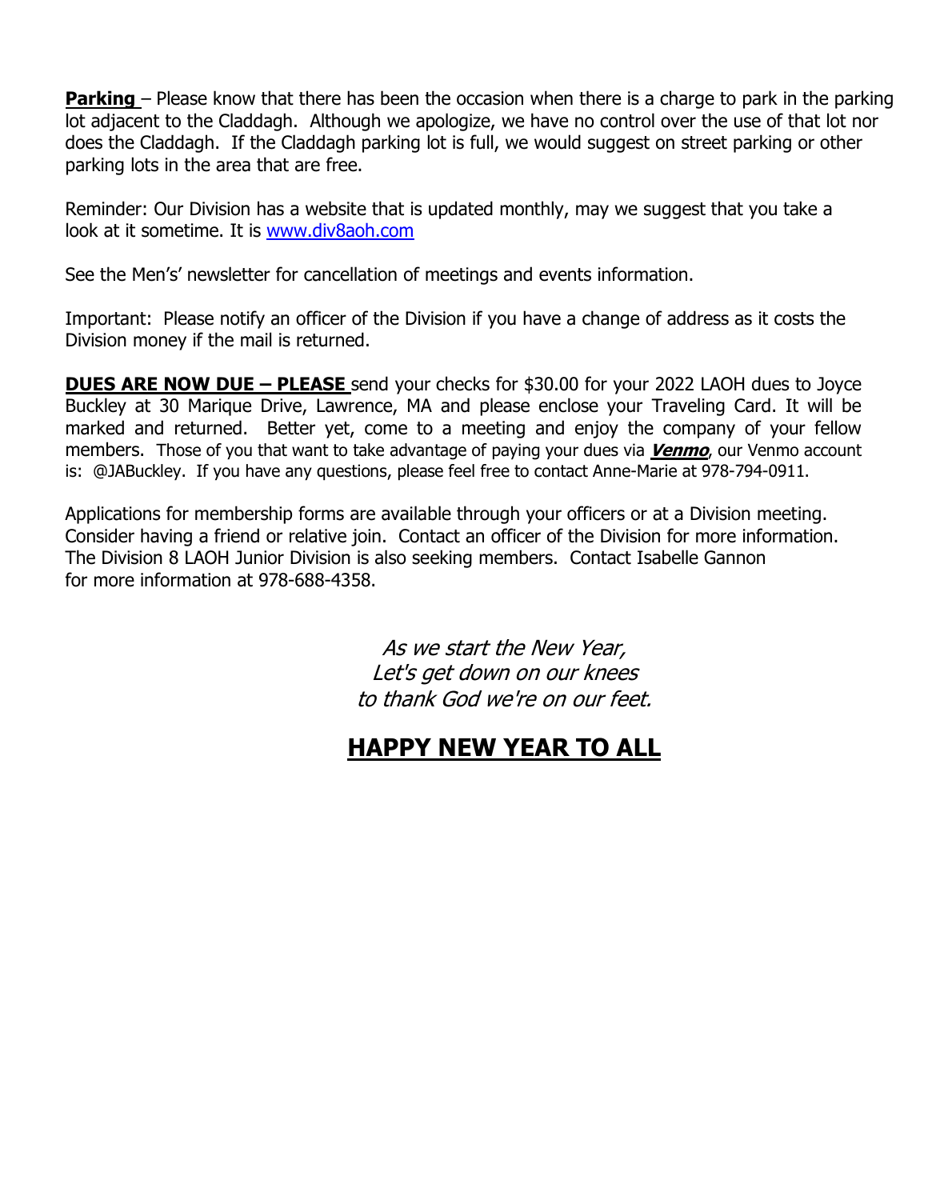**Parking** – Please know that there has been the occasion when there is a charge to park in the parking lot adjacent to the Claddagh. Although we apologize, we have no control over the use of that lot nor does the Claddagh. If the Claddagh parking lot is full, we would suggest on street parking or other parking lots in the area that are free.

Reminder: Our Division has a website that is updated monthly, may we suggest that you take a look at it sometime. It is [www.div8aoh.com](http://www.div8aoh.com)

See the Men's' newsletter for cancellation of meetings and events information.

Important: Please notify an officer of the Division if you have a change of address as it costs the Division money if the mail is returned.

**DUES ARE NOW DUE – PLEASE** send your checks for $30.00 for your 2022 LAOH dues to Joyce Buckley at 30 Marique Drive, Lawrence, MA and please enclose your Traveling Card. It will be marked and returned. Better yet, come to a meeting and enjoy the company of your fellow members. Those of you that want to take advantage of paying your dues via ***Venmo***, our Venmo account is: @JABuckley. If you have any questions, please feel free to contact Anne-Marie at 978-794-0911.

Applications for membership forms are available through your officers or at a Division meeting. Consider having a friend or relative join. Contact an officer of the Division for more information. The Division 8 LAOH Junior Division is also seeking members. Contact Isabelle Gannon for more information at 978-688-4358.

*As we start the New Year,*
*Let's get down on our knees*
*to thank God we're on our feet.*

## HAPPY NEW YEAR TO ALL